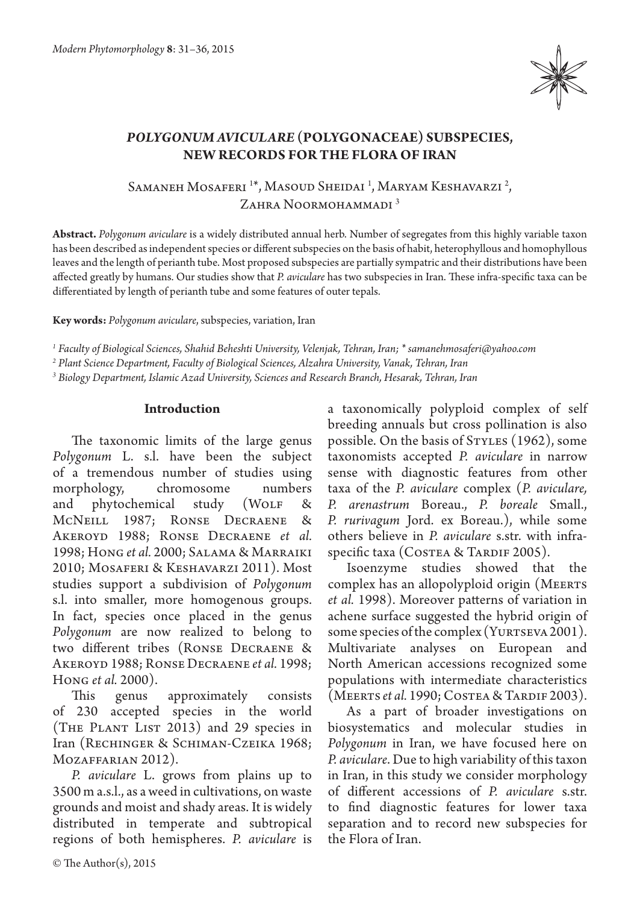# *POLYGONUM AVICULARE* (POLYGONACEAE) SUBSPECIES, NEW RECORDS FOR THE FLORA OF IRAN

Samaneh Mosaferi [1*], Masoud Sheidai [1], Maryam Keshavarzi [2], Zahra Noormohammadi [3]

**Abstract.** *Polygonum aviculare* is a widely distributed annual herb. Number of segregates from this highly variable taxon has been described as independent species or different subspecies on the basis of habit, heterophyllous and homophyllous leaves and the length of perianth tube. Most proposed subspecies are partially sympatric and their distributions have been affected greatly by humans. Our studies show that *P. aviculare* has two subspecies in Iran. These infra-specific taxa can be differentiated by length of perianth tube and some features of outer tepals.

**Key words:** *Polygonum aviculare*, subspecies, variation, Iran

*[1] Faculty of Biological Sciences, Shahid Beheshti University, Velenjak, Tehran, Iran; * samanehmosaferi@yahoo.com*

*[2] Plant Science Department, Faculty of Biological Sciences, Alzahra University, Vanak, Tehran, Iran*

*[3] Biology Department, Islamic Azad University, Sciences and Research Branch, Hesarak, Tehran, Iran*

## Introduction

The taxonomic limits of the large genus *Polygonum* L. s.l. have been the subject of a tremendous number of studies using morphology, chromosome numbers and phytochemical study (Wolf & McNeill 1987; Ronse Decraene & Akeroyd 1988; Ronse Decraene *et al.* 1998; Hong *et al.* 2000; Salama & Marraiki 2010; Mosaferi & Keshavarzi 2011). Most studies support a subdivision of *Polygonum* s.l. into smaller, more homogenous groups. In fact, species once placed in the genus *Polygonum* are now realized to belong to two different tribes (Ronse Decraene & Akeroyd 1988; Ronse Decraene *et al.* 1998; Hong *et al.* 2000).

This genus approximately consists of 230 accepted species in the world (The Plant List 2013) and 29 species in Iran (Rechinger & Schiman-Czeika 1968; Mozaffarian 2012).

*P. aviculare* L. grows from plains up to 3500 m a.s.l., as a weed in cultivations, on waste grounds and moist and shady areas. It is widely distributed in temperate and subtropical regions of both hemispheres. *P. aviculare* is a taxonomically polyploid complex of self breeding annuals but cross pollination is also possible. On the basis of Styles (1962), some taxonomists accepted *P. aviculare* in narrow sense with diagnostic features from other taxa of the *P. aviculare* complex (*P. aviculare, P. arenastrum* Boreau., *P. boreale* Small., *P. rurivagum* Jord. ex Boreau.), while some others believe in *P. aviculare* s.str. with infra-specific taxa (Costea & Tardif 2005).

Isoenzyme studies showed that the complex has an allopolyploid origin (Meerts *et al.* 1998). Moreover patterns of variation in achene surface suggested the hybrid origin of some species of the complex (Yurtseva 2001). Multivariate analyses on European and North American accessions recognized some populations with intermediate characteristics (Meerts *et al.* 1990; Costea & Tardif 2003).

As a part of broader investigations on biosystematics and molecular studies in *Polygonum* in Iran, we have focused here on *P. aviculare*. Due to high variability of this taxon in Iran, in this study we consider morphology of different accessions of *P. aviculare* s.str. to find diagnostic features for lower taxa separation and to record new subspecies for the Flora of Iran.

© The Author(s), 2015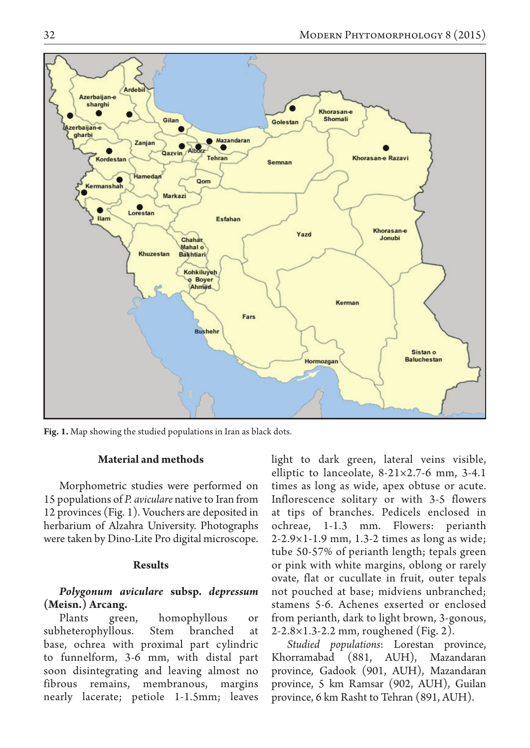Fig. 1. Map showing the studied populations in Iran as black dots.

## Material and methods

Morphometric studies were performed on 15 populations of *P. aviculare* native to Iran from 12 provinces (Fig. 1). Vouchers are deposited in herbarium of Alzahra University. Photographs were taken by Dino-Lite Pro digital microscope.

## Results

***Polygonum aviculare* subsp. *depressum* (Meisn.) Arcang.**

Plants green, homophyllous or subheterophyllous. Stem branched at base, ochrea with proximal part cylindric to funnelform, 3-6 mm, with distal part soon disintegrating and leaving almost no fibrous remains, membranous, margins nearly lacerate; petiole 1-1.5mm; leaves light to dark green, lateral veins visible, elliptic to lanceolate, 8-21×2.7-6 mm, 3-4.1 times as long as wide, apex obtuse or acute. Inflorescence solitary or with 3-5 flowers at tips of branches. Pedicels enclosed in ochreae, 1-1.3 mm. Flowers: perianth 2-2.9×1-1.9 mm, 1.3-2 times as long as wide; tube 50-57% of perianth length; tepals green or pink with white margins, oblong or rarely ovate, flat or cucullate in fruit, outer tepals not pouched at base; midviens unbranched; stamens 5-6. Achenes exserted or enclosed from perianth, dark to light brown, 3-gonous, 2-2.8×1.3-2.2 mm, roughened (Fig. 2).

*Studied populations*: Lorestan province, Khorramabad (881, AUH), Mazandaran province, Gadook (901, AUH), Mazandaran province, 5 km Ramsar (902, AUH), Guilan province, 6 km Rasht to Tehran (891, AUH).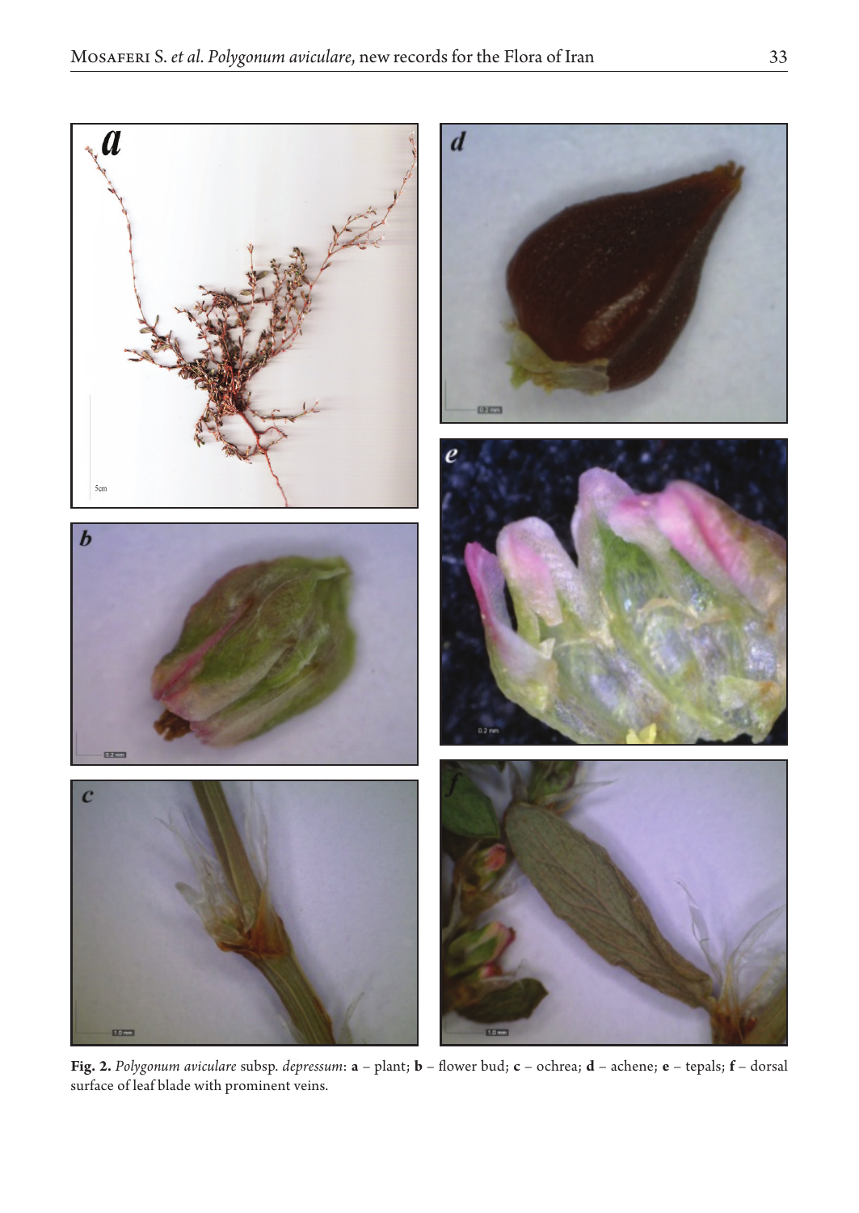**Fig. 2.** *Polygonum aviculare* subsp. *depressum*: **a** – plant; **b** – flower bud; **c** – ochrea; **d** – achene; **e** – tepals; **f** – dorsal surface of leaf blade with prominent veins.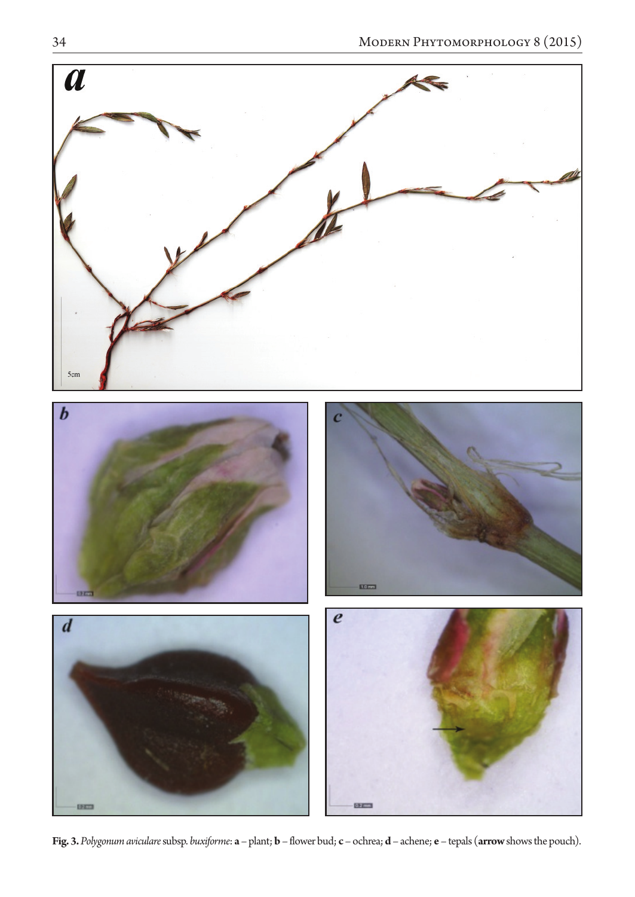**Fig. 3.** *Polygonum aviculare* subsp. *buxiforme*: **a** – plant; **b** – flower bud; **c** – ochrea; **d** – achene; **e** – tepals (**arrow** shows the pouch).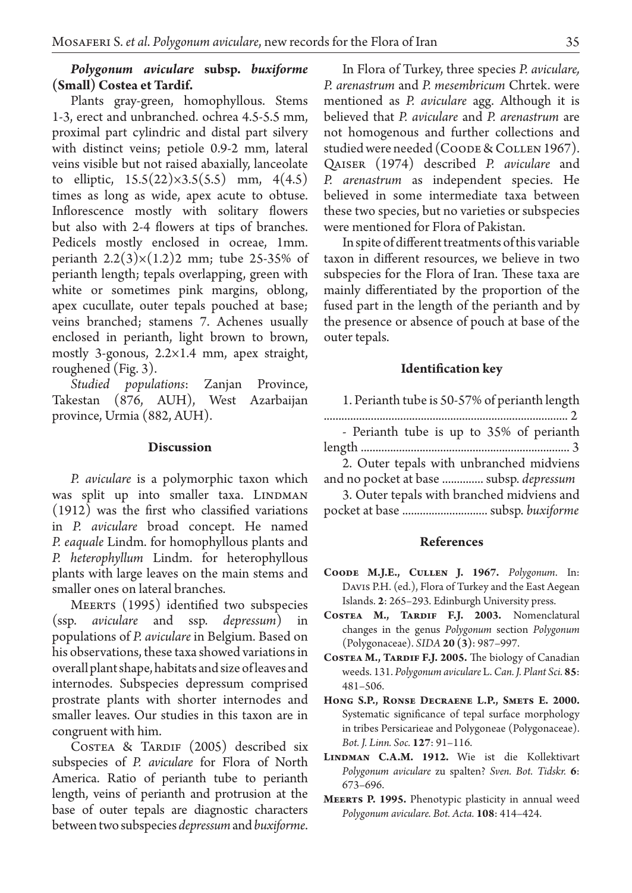### *Polygonum aviculare* subsp. *buxiforme* (Small) Costea et Tardif.

Plants gray-green, homophyllous. Stems 1-3, erect and unbranched. ochrea 4.5-5.5 mm, proximal part cylindric and distal part silvery with distinct veins; petiole 0.9-2 mm, lateral veins visible but not raised abaxially, lanceolate to elliptic, 15.5(22)×3.5(5.5) mm, 4(4.5) times as long as wide, apex acute to obtuse. Inflorescence mostly with solitary flowers but also with 2-4 flowers at tips of branches. Pedicels mostly enclosed in ocreae, 1mm. perianth 2.2(3)×(1.2)2 mm; tube 25-35% of perianth length; tepals overlapping, green with white or sometimes pink margins, oblong, apex cucullate, outer tepals pouched at base; veins branched; stamens 7. Achenes usually enclosed in perianth, light brown to brown, mostly 3-gonous, 2.2×1.4 mm, apex straight, roughened (Fig. 3).

*Studied populations*: Zanjan Province, Takestan (876, AUH), West Azarbaijan province, Urmia (882, AUH).

## Discussion

*P. aviculare* is a polymorphic taxon which was split up into smaller taxa. Lindman (1912) was the first who classified variations in *P. aviculare* broad concept. He named *P. eaquale* Lindm. for homophyllous plants and *P. heterophyllum* Lindm. for heterophyllous plants with large leaves on the main stems and smaller ones on lateral branches.

Meerts (1995) identified two subspecies (ssp. *aviculare* and ssp. *depressum*) in populations of *P. aviculare* in Belgium. Based on his observations, these taxa showed variations in overall plant shape, habitats and size of leaves and internodes. Subspecies depressum comprised prostrate plants with shorter internodes and smaller leaves. Our studies in this taxon are in congruent with him.

Costea & Tardif (2005) described six subspecies of *P. aviculare* for Flora of North America. Ratio of perianth tube to perianth length, veins of perianth and protrusion at the base of outer tepals are diagnostic characters between two subspecies *depressum* and *buxiforme*.

In Flora of Turkey, three species *P. aviculare, P. arenastrum* and *P. mesembricum* Chrtek. were mentioned as *P. aviculare* agg. Although it is believed that *P. aviculare* and *P. arenastrum* are not homogenous and further collections and studied were needed (Coode & Collen 1967). Qaiser (1974) described *P. aviculare* and *P. arenastrum* as independent species. He believed in some intermediate taxa between these two species, but no varieties or subspecies were mentioned for Flora of Pakistan.

In spite of different treatments of this variable taxon in different resources, we believe in two subspecies for the Flora of Iran. These taxa are mainly differentiated by the proportion of the fused part in the length of the perianth and by the presence or absence of pouch at base of the outer tepals.

## Identification key

1. Perianth tube is 50-57% of perianth length ................................................................................ 2

- Perianth tube is up to 35% of perianth length ...................................................................... 3

2. Outer tepals with unbranched midviens and no pocket at base .............. subsp. *depressum*

3. Outer tepals with branched midviens and pocket at base ............................ subsp. *buxiforme*

## References

**Coode M.J.E., Cullen J. 1967.** *Polygonum*. In: Davis P.H. (ed.), Flora of Turkey and the East Aegean Islands. **2**: 265–293. Edinburgh University press.

**Costea M., Tardif F.J. 2003.** Nomenclatural changes in the genus *Polygonum* section *Polygonum* (Polygonaceae). *SIDA* **20 (3)**: 987–997.

**Costea M., Tardif F.J. 2005.** The biology of Canadian weeds. 131. *Polygonum aviculare* L. *Can. J. Plant Sci.* **85**: 481–506.

**Hong S.P., Ronse Decraene L.P., Smets E. 2000.** Systematic significance of tepal surface morphology in tribes Persicarieae and Polygoneae (Polygonaceae). *Bot. J. Linn. Soc.* **127**: 91–116.

**Lindman C.A.M. 1912.** Wie ist die Kollektivart *Polygonum aviculare* zu spalten? *Sven. Bot. Tidskr.* **6**: 673–696.

**Meerts P. 1995.** Phenotypic plasticity in annual weed *Polygonum aviculare. Bot. Acta.* **108**: 414–424.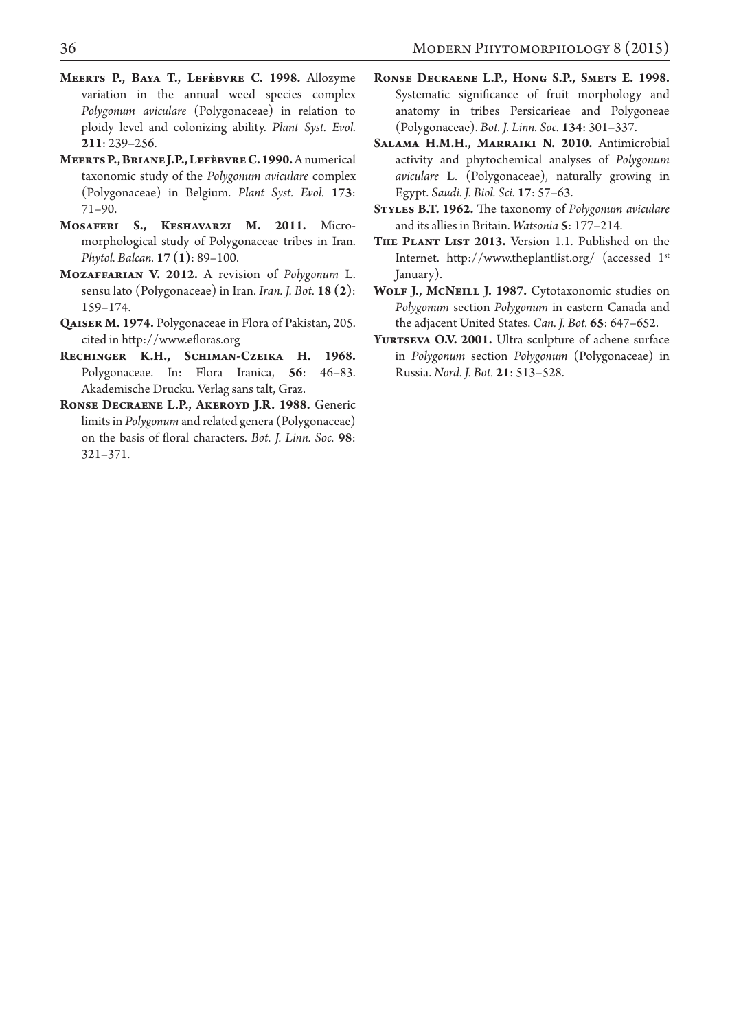**Meerts P., Baya T., Lefèbvre C. 1998.** Allozyme variation in the annual weed species complex *Polygonum aviculare* (Polygonaceae) in relation to ploidy level and colonizing ability. *Plant Syst. Evol.* **211**: 239–256.

**Meerts P., Briane J.P., Lefèbvre C. 1990.** A numerical taxonomic study of the *Polygonum aviculare* complex (Polygonaceae) in Belgium. *Plant Syst. Evol.* **173**: 71–90.

**Mosaferi S., Keshavarzi M. 2011.** Micromorphological study of Polygonaceae tribes in Iran. *Phytol. Balcan.* **17 (1)**: 89–100.

**Mozaffarian V. 2012.** A revision of *Polygonum* L. sensu lato (Polygonaceae) in Iran. *Iran. J. Bot.* **18 (2)**: 159–174.

**Qaiser M. 1974.** Polygonaceae in Flora of Pakistan, 205. cited in http://www.efloras.org

**Rechinger K.H., Schiman-Czeika H. 1968.** Polygonaceae. In: Flora Iranica, **56**: 46–83. Akademische Drucku. Verlag sans talt, Graz.

**Ronse Decraene L.P., Akeroyd J.R. 1988.** Generic limits in *Polygonum* and related genera (Polygonaceae) on the basis of floral characters. *Bot. J. Linn. Soc.* **98**: 321–371.

**Ronse Decraene L.P., Hong S.P., Smets E. 1998.** Systematic significance of fruit morphology and anatomy in tribes Persicarieae and Polygoneae (Polygonaceae). *Bot. J. Linn. Soc.* **134**: 301–337.

**Salama H.M.H., Marraiki N. 2010.** Antimicrobial activity and phytochemical analyses of *Polygonum aviculare* L. (Polygonaceae), naturally growing in Egypt. *Saudi. J. Biol. Sci.* **17**: 57–63.

**Styles B.T. 1962.** The taxonomy of *Polygonum aviculare* and its allies in Britain. *Watsonia* **5**: 177–214.

**The Plant List 2013.** Version 1.1. Published on the Internet. http://www.theplantlist.org/ (accessed 1st January).

**Wolf J., McNeill J. 1987.** Cytotaxonomic studies on *Polygonum* section *Polygonum* in eastern Canada and the adjacent United States. *Can. J. Bot.* **65**: 647–652.

**Yurtseva O.V. 2001.** Ultra sculpture of achene surface in *Polygonum* section *Polygonum* (Polygonaceae) in Russia. *Nord. J. Bot.* **21**: 513–528.